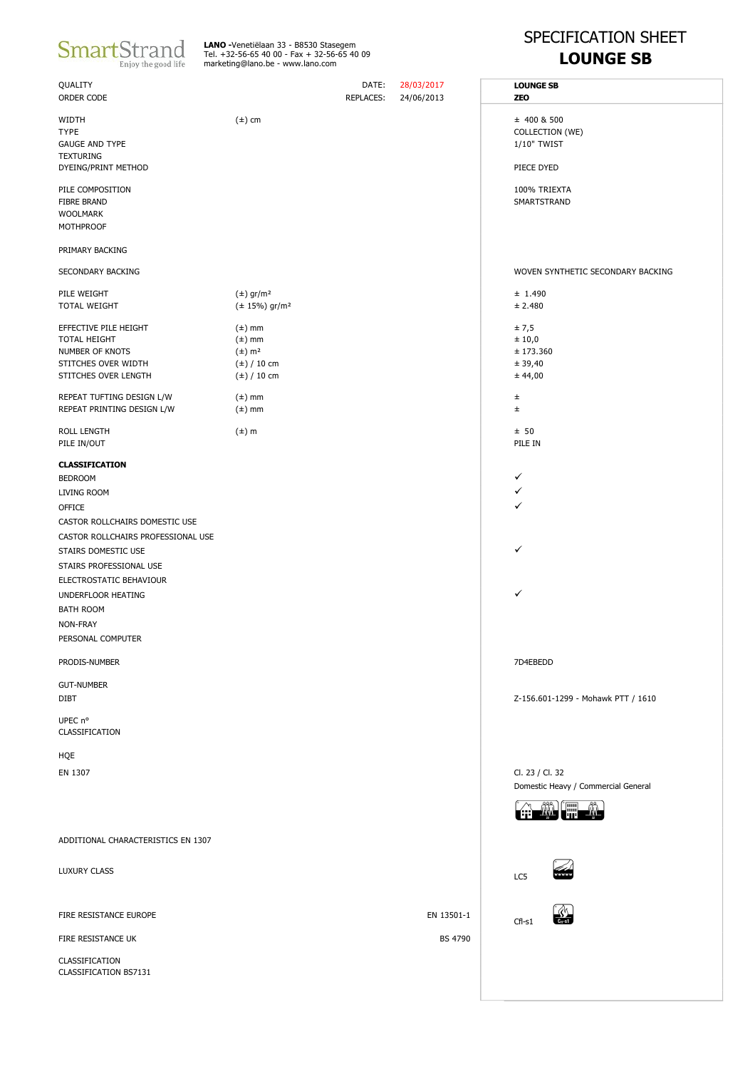SmartStrand
Enjoy the good life

**LANO** -Venetiëlaan 33 - B8530 Stasegem
Tel. +32-56-65 40 00 - Fax + 32-56-65 40 09
marketing@lano.be - www.lano.be

# SPECIFICATION SHEET
# LOUNGE SB

| | | | |
|---|---|---|---|
| QUALITY | | DATE: 28/03/2017 | **LOUNGE SB** |
| ORDER CODE | | REPLACES: 24/06/2013 | **ZEO** |
| WIDTH | (±) cm | | ± 400 & 500 |
| TYPE | | | COLLECTION (WE) |
| GAUGE AND TYPE | | | 1/10" TWIST |
| TEXTURING | | | |
| DYEING/PRINT METHOD | | | PIECE DYED |
| PILE COMPOSITION | | | 100% TRIEXTA |
| FIBRE BRAND | | | SMARTSTRAND |
| WOOLMARK | | | |
| MOTHPROOF | | | |
| PRIMARY BACKING | | | |
| SECONDARY BACKING | | | WOVEN SYNTHETIC SECONDARY BACKING |
| PILE WEIGHT | (±) gr/m² | | ± 1.490 |
| TOTAL WEIGHT | (± 15%) gr/m² | | ± 2.480 |
| EFFECTIVE PILE HEIGHT | (±) mm | | ± 7,5 |
| TOTAL HEIGHT | (±) mm | | ± 10,0 |
| NUMBER OF KNOTS | (±) m² | | ± 173.360 |
| STITCHES OVER WIDTH | (±) / 10 cm | | ± 39,40 |
| STITCHES OVER LENGTH | (±) / 10 cm | | ± 44,00 |
| REPEAT TUFTING DESIGN L/W | (±) mm | | ± |
| REPEAT PRINTING DESIGN L/W | (±) mm | | ± |
| ROLL LENGTH | (±) m | | ± 50 |
| PILE IN/OUT | | | PILE IN |
| **CLASSIFICATION** | | | |
| BEDROOM | | | ✓ |
| LIVING ROOM | | | ✓ |
| OFFICE | | | ✓ |
| CASTOR ROLLCHAIRS DOMESTIC USE | | | |
| CASTOR ROLLCHAIRS PROFESSIONAL USE | | | |
| STAIRS DOMESTIC USE | | | ✓ |
| STAIRS PROFESSIONAL USE | | | |
| ELECTROSTATIC BEHAVIOUR | | | |
| UNDERFLOOR HEATING | | | ✓ |
| BATH ROOM | | | |
| NON-FRAY | | | |
| PERSONAL COMPUTER | | | |
| PRODIS-NUMBER | | | 7D4EBEDD |
| GUT-NUMBER | | | |
| DIBT | | | Z-156.601-1299 - Mohawk PTT / 1610 |
| UPEC n° | | | |
| CLASSIFICATION | | | |
| HQE | | | |
| EN 1307 | | | Cl. 23 / Cl. 32 Domestic Heavy / Commercial General |
| ADDITIONAL CHARACTERISTICS EN 1307 | | | |
| LUXURY CLASS | | | LC5 |
| FIRE RESISTANCE EUROPE | | EN 13501-1 | Cfl-s1 |
| FIRE RESISTANCE UK | | BS 4790 | |
| CLASSIFICATION | | | |
| CLASSIFICATION BS7131 | | | |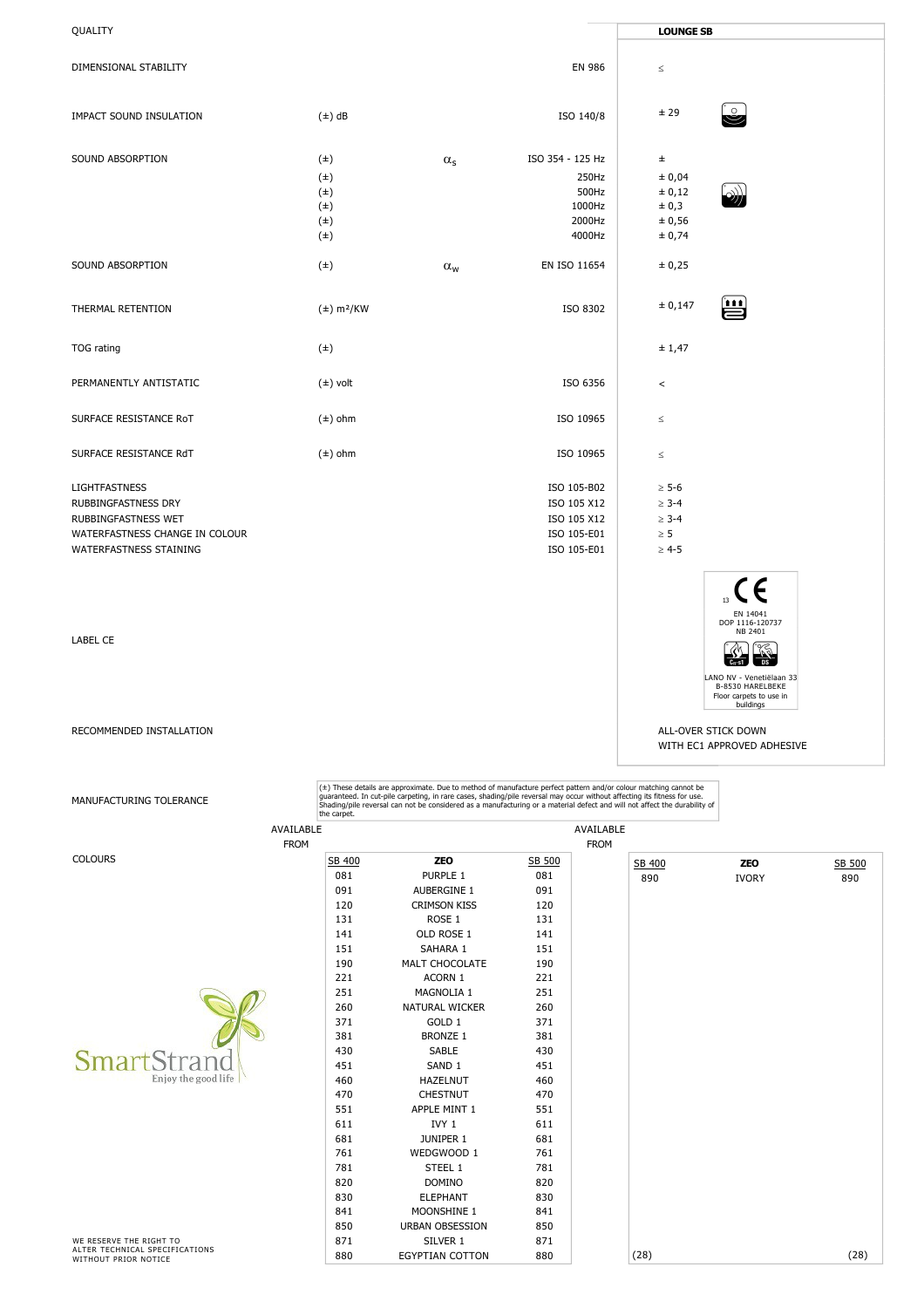| QUALITY | | | | LOUNGE SB |
|---|---|---|---|---|
| DIMENSIONAL STABILITY | | | EN 986 | ≤ |
| IMPACT SOUND INSULATION | (±) dB | | ISO 140/8 | ± 29 |
| SOUND ABSORPTION | (±) | $\alpha_s$ | ISO 354 - 125 Hz | ± |
| | (±) | | 250Hz | ± 0,04 |
| | (±) | | 500Hz | ± 0,12 |
| | (±) | | 1000Hz | ± 0,3 |
| | (±) | | 2000Hz | ± 0,56 |
| | (±) | | 4000Hz | ± 0,74 |
| SOUND ABSORPTION | (±) | $\alpha_w$ | EN ISO 11654 | ± 0,25 |
| THERMAL RETENTION | (±) m²/KW | | ISO 8302 | ± 0,147 |
| TOG rating | (±) | | | ± 1,47 |
| PERMANENTLY ANTISTATIC | (±) volt | | ISO 6356 | < |
| SURFACE RESISTANCE RoT | (±) ohm | | ISO 10965 | ≤ |
| SURFACE RESISTANCE RdT | (±) ohm | | ISO 10965 | ≤ |
| LIGHTFASTNESS | | | ISO 105-B02 | ≥ 5-6 |
| RUBBINGFASTNESS DRY | | | ISO 105 X12 | ≥ 3-4 |
| RUBBINGFASTNESS WET | | | ISO 105 X12 | ≥ 3-4 |
| WATERFASTNESS CHANGE IN COLOUR | | | ISO 105-E01 | ≥ 5 |
| WATERFASTNESS STAINING | | | ISO 105-E01 | ≥ 4-5 |
| LABEL CE | | | | CE 13<br>EN 14041<br>DOP 1116-120737<br>NB 2401<br>Cfl-s1 DS<br>LANO NV - Venetiëlaan 33<br>B-8530 HARELBEKE<br>Floor carpets to use in buildings |
| RECOMMENDED INSTALLATION | | | | ALL-OVER STICK DOWN WITH EC1 APPROVED ADHESIVE |

MANUFACTURING TOLERANCE

(±) These details are approximate. Due to method of manufacture perfect pattern and/or colour matching cannot be guaranteed. In cut-pile carpeting, in rare cases, shading/pile reversal may occur without affecting its fitness for use. Shading/pile reversal can not be considered as a manufacturing or a material defect and will not affect the durability of the carpet.

COLOURS

AVAILABLE FROM

| SB 400 | ZEO | SB 500 |
|---|---|---|
| 081 | PURPLE 1 | 081 |
| 091 | AUBERGINE 1 | 091 |
| 120 | CRIMSON KISS | 120 |
| 131 | ROSE 1 | 131 |
| 141 | OLD ROSE 1 | 141 |
| 151 | SAHARA 1 | 151 |
| 190 | MALT CHOCOLATE | 190 |
| 221 | ACORN 1 | 221 |
| 251 | MAGNOLIA 1 | 251 |
| 260 | NATURAL WICKER | 260 |
| 371 | GOLD 1 | 371 |
| 381 | BRONZE 1 | 381 |
| 430 | SABLE | 430 |
| 451 | SAND 1 | 451 |
| 460 | HAZELNUT | 460 |
| 470 | CHESTNUT | 470 |
| 551 | APPLE MINT 1 | 551 |
| 611 | IVY 1 | 611 |
| 681 | JUNIPER 1 | 681 |
| 761 | WEDGWOOD 1 | 761 |
| 781 | STEEL 1 | 781 |
| 820 | DOMINO | 820 |
| 830 | ELEPHANT | 830 |
| 841 | MOONSHINE 1 | 841 |
| 850 | URBAN OBSESSION | 850 |
| 871 | SILVER 1 | 871 |
| 880 | EGYPTIAN COTTON | 880 |

AVAILABLE FROM

| SB 400 | ZEO | SB 500 |
|---|---|---|
| 890 | IVORY | 890 |
| (28) | | (28) |

SmartStrand
Enjoy the good life

WE RESERVE THE RIGHT TO ALTER TECHNICAL SPECIFICATIONS WITHOUT PRIOR NOTICE